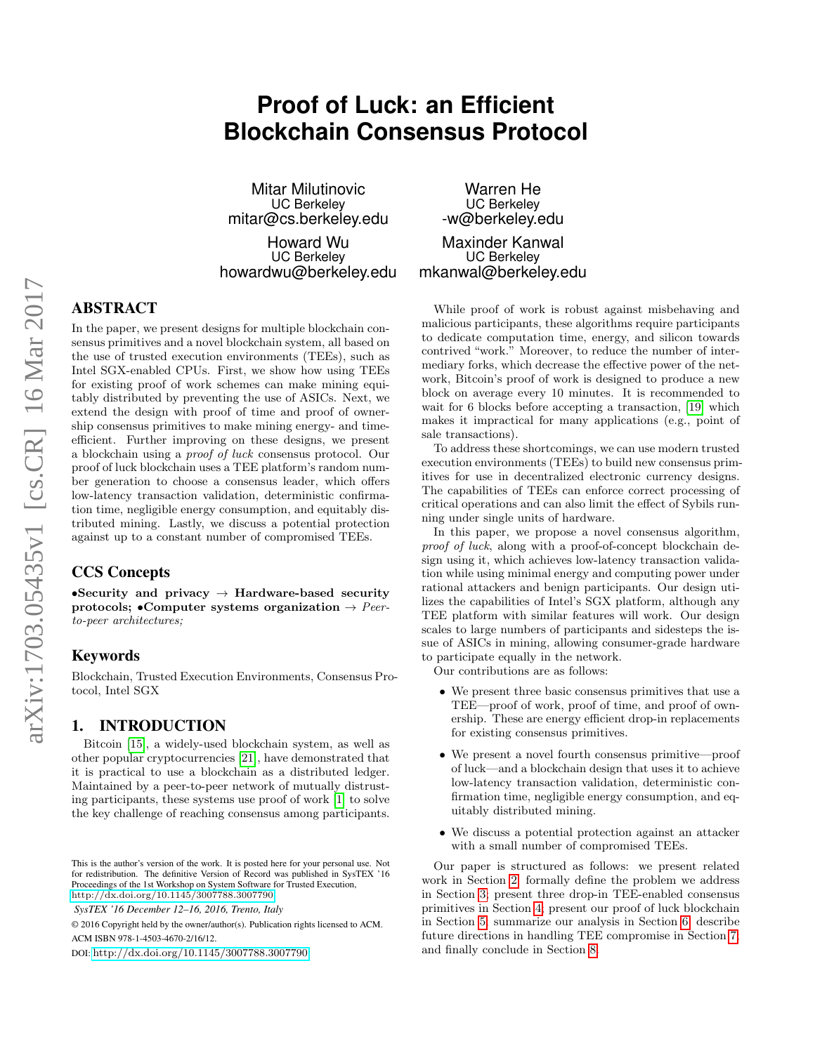# Proof of Luck: an Efficient Blockchain Consensus Protocol

Mitar Milutinovic
UC Berkeley
mitar@cs.berkeley.edu

Warren He
UC Berkeley
-w@berkeley.edu

Howard Wu
UC Berkeley
howardwu@berkeley.edu

Maxinder Kanwal
UC Berkeley
mkanwal@berkeley.edu

## ABSTRACT

In the paper, we present designs for multiple blockchain consensus primitives and a novel blockchain system, all based on the use of trusted execution environments (TEEs), such as Intel SGX-enabled CPUs. First, we show how using TEEs for existing proof of work schemes can make mining equitably distributed by preventing the use of ASICs. Next, we extend the design with proof of time and proof of ownership consensus primitives to make mining energy- and time-efficient. Further improving on these designs, we present a blockchain using a *proof of luck* consensus protocol. Our proof of luck blockchain uses a TEE platform's random number generation to choose a consensus leader, which offers low-latency transaction validation, deterministic confirmation time, negligible energy consumption, and equitably distributed mining. Lastly, we discuss a potential protection against up to a constant number of compromised TEEs.

### CCS Concepts

**•Security and privacy → Hardware-based security protocols; •Computer systems organization →** *Peer-to-peer architectures;*

### Keywords

Blockchain, Trusted Execution Environments, Consensus Protocol, Intel SGX

## 1. INTRODUCTION

Bitcoin [15], a widely-used blockchain system, as well as other popular cryptocurrencies [21], have demonstrated that it is practical to use a blockchain as a distributed ledger. Maintained by a peer-to-peer network of mutually distrusting participants, these systems use proof of work [1] to solve the key challenge of reaching consensus among participants.

While proof of work is robust against misbehaving and malicious participants, these algorithms require participants to dedicate computation time, energy, and silicon towards contrived "work." Moreover, to reduce the number of intermediary forks, which decrease the effective power of the network, Bitcoin's proof of work is designed to produce a new block on average every 10 minutes. It is recommended to wait for 6 blocks before accepting a transaction, [19] which makes it impractical for many applications (e.g., point of sale transactions).

To address these shortcomings, we can use modern trusted execution environments (TEEs) to build new consensus primitives for use in decentralized electronic currency designs. The capabilities of TEEs can enforce correct processing of critical operations and can also limit the effect of Sybils running under single units of hardware.

In this paper, we propose a novel consensus algorithm, *proof of luck*, along with a proof-of-concept blockchain design using it, which achieves low-latency transaction validation while using minimal energy and computing power under rational attackers and benign participants. Our design utilizes the capabilities of Intel's SGX platform, although any TEE platform with similar features will work. Our design scales to large numbers of participants and sidesteps the issue of ASICs in mining, allowing consumer-grade hardware to participate equally in the network.

Our contributions are as follows:

- We present three basic consensus primitives that use a TEE—proof of work, proof of time, and proof of ownership. These are energy efficient drop-in replacements for existing consensus primitives.
- We present a novel fourth consensus primitive—proof of luck—and a blockchain design that uses it to achieve low-latency transaction validation, deterministic confirmation time, negligible energy consumption, and equitably distributed mining.
- We discuss a potential protection against an attacker with a small number of compromised TEEs.

Our paper is structured as follows: we present related work in Section 2, formally define the problem we address in Section 3; present three drop-in TEE-enabled consensus primitives in Section 4; present our proof of luck blockchain in Section 5; summarize our analysis in Section 6; describe future directions in handling TEE compromise in Section 7; and finally conclude in Section 8.

This is the author's version of the work. It is posted here for your personal use. Not for redistribution. The definitive Version of Record was published in SysTEX '16 Proceedings of the 1st Workshop on System Software for Trusted Execution, http://dx.doi.org/10.1145/3007788.3007790.

*SysTEX '16 December 12–16, 2016, Trento, Italy*

© 2016 Copyright held by the owner/author(s). Publication rights licensed to ACM. ACM ISBN 978-1-4503-4670-2/16/12.

DOI: http://dx.doi.org/10.1145/3007788.3007790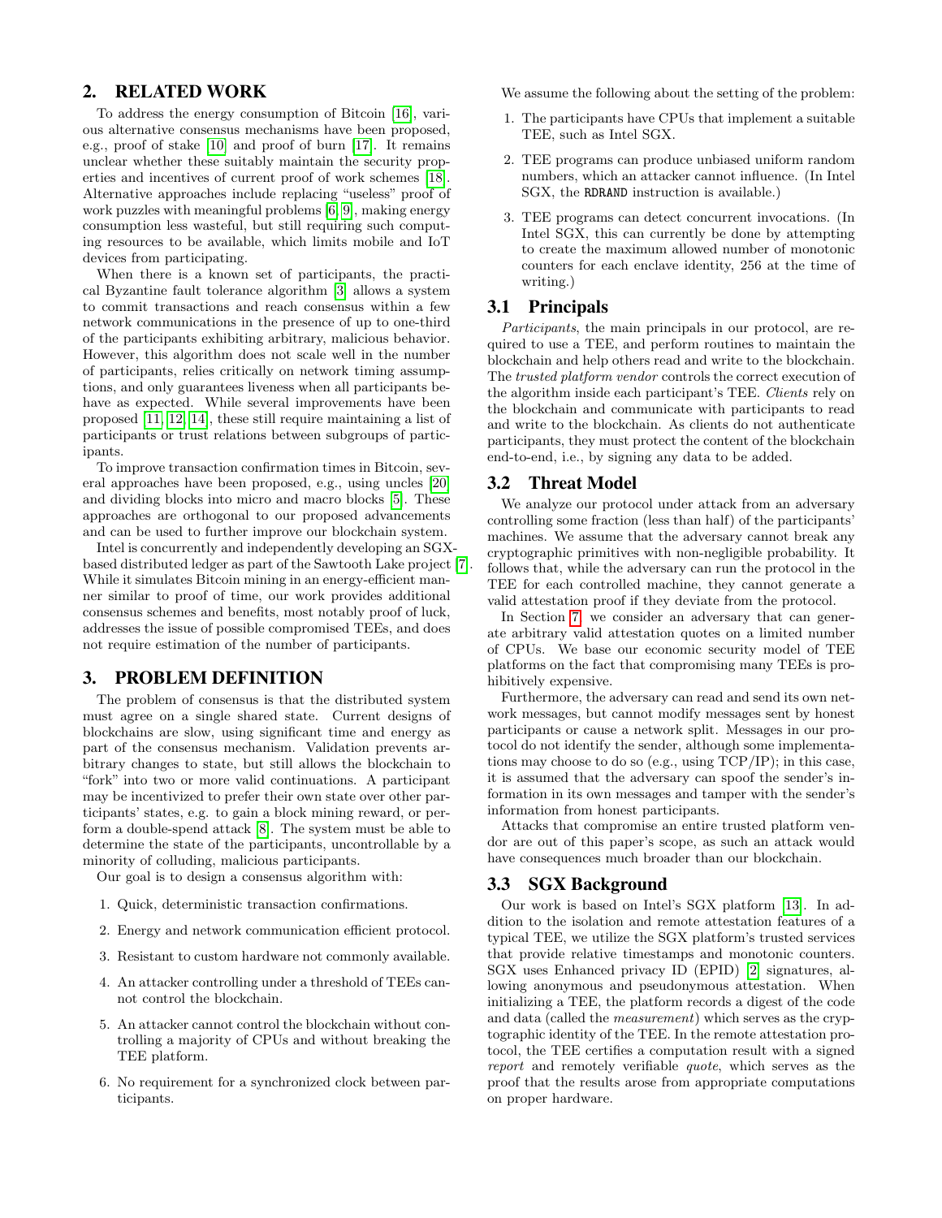## 2. RELATED WORK

To address the energy consumption of Bitcoin [16], various alternative consensus mechanisms have been proposed, e.g., proof of stake [10] and proof of burn [17]. It remains unclear whether these suitably maintain the security properties and incentives of current proof of work schemes [18]. Alternative approaches include replacing "useless" proof of work puzzles with meaningful problems [6, 9], making energy consumption less wasteful, but still requiring such computing resources to be available, which limits mobile and IoT devices from participating.

When there is a known set of participants, the practical Byzantine fault tolerance algorithm [3] allows a system to commit transactions and reach consensus within a few network communications in the presence of up to one-third of the participants exhibiting arbitrary, malicious behavior. However, this algorithm does not scale well in the number of participants, relies critically on network timing assumptions, and only guarantees liveness when all participants behave as expected. While several improvements have been proposed [11, 12, 14], these still require maintaining a list of participants or trust relations between subgroups of participants.

To improve transaction confirmation times in Bitcoin, several approaches have been proposed, e.g., using uncles [20] and dividing blocks into micro and macro blocks [5]. These approaches are orthogonal to our proposed advancements and can be used to further improve our blockchain system.

Intel is concurrently and independently developing an SGX-based distributed ledger as part of the Sawtooth Lake project [7]. While it simulates Bitcoin mining in an energy-efficient manner similar to proof of time, our work provides additional consensus schemes and benefits, most notably proof of luck, addresses the issue of possible compromised TEEs, and does not require estimation of the number of participants.

## 3. PROBLEM DEFINITION

The problem of consensus is that the distributed system must agree on a single shared state. Current designs of blockchains are slow, using significant time and energy as part of the consensus mechanism. Validation prevents arbitrary changes to state, but still allows the blockchain to "fork" into two or more valid continuations. A participant may be incentivized to prefer their own state over other participants' states, e.g. to gain a block mining reward, or perform a double-spend attack [8]. The system must be able to determine the state of the participants, uncontrollable by a minority of colluding, malicious participants.

Our goal is to design a consensus algorithm with:

1. Quick, deterministic transaction confirmations.
2. Energy and network communication efficient protocol.
3. Resistant to custom hardware not commonly available.
4. An attacker controlling under a threshold of TEEs cannot control the blockchain.
5. An attacker cannot control the blockchain without controlling a majority of CPUs and without breaking the TEE platform.
6. No requirement for a synchronized clock between participants.

We assume the following about the setting of the problem:

1. The participants have CPUs that implement a suitable TEE, such as Intel SGX.
2. TEE programs can produce unbiased uniform random numbers, which an attacker cannot influence. (In Intel SGX, the `RDRAND` instruction is available.)
3. TEE programs can detect concurrent invocations. (In Intel SGX, this can currently be done by attempting to create the maximum allowed number of monotonic counters for each enclave identity, 256 at the time of writing.)

### 3.1 Principals

*Participants*, the main principals in our protocol, are required to use a TEE, and perform routines to maintain the blockchain and help others read and write to the blockchain. The *trusted platform vendor* controls the correct execution of the algorithm inside each participant's TEE. *Clients* rely on the blockchain and communicate with participants to read and write to the blockchain. As clients do not authenticate participants, they must protect the content of the blockchain end-to-end, i.e., by signing any data to be added.

### 3.2 Threat Model

We analyze our protocol under attack from an adversary controlling some fraction (less than half) of the participants' machines. We assume that the adversary cannot break any cryptographic primitives with non-negligible probability. It follows that, while the adversary can run the protocol in the TEE for each controlled machine, they cannot generate a valid attestation proof if they deviate from the protocol.

In Section 7, we consider an adversary that can generate arbitrary valid attestation quotes on a limited number of CPUs. We base our economic security model of TEE platforms on the fact that compromising many TEEs is prohibitively expensive.

Furthermore, the adversary can read and send its own network messages, but cannot modify messages sent by honest participants or cause a network split. Messages in our protocol do not identify the sender, although some implementations may choose to do so (e.g., using TCP/IP); in this case, it is assumed that the adversary can spoof the sender's information in its own messages and tamper with the sender's information from honest participants.

Attacks that compromise an entire trusted platform vendor are out of this paper's scope, as such an attack would have consequences much broader than our blockchain.

### 3.3 SGX Background

Our work is based on Intel's SGX platform [13]. In addition to the isolation and remote attestation features of a typical TEE, we utilize the SGX platform's trusted services that provide relative timestamps and monotonic counters. SGX uses Enhanced privacy ID (EPID) [2] signatures, allowing anonymous and pseudonymous attestation. When initializing a TEE, the platform records a digest of the code and data (called the *measurement*) which serves as the cryptographic identity of the TEE. In the remote attestation protocol, the TEE certifies a computation result with a signed *report* and remotely verifiable *quote*, which serves as the proof that the results arose from appropriate computations on proper hardware.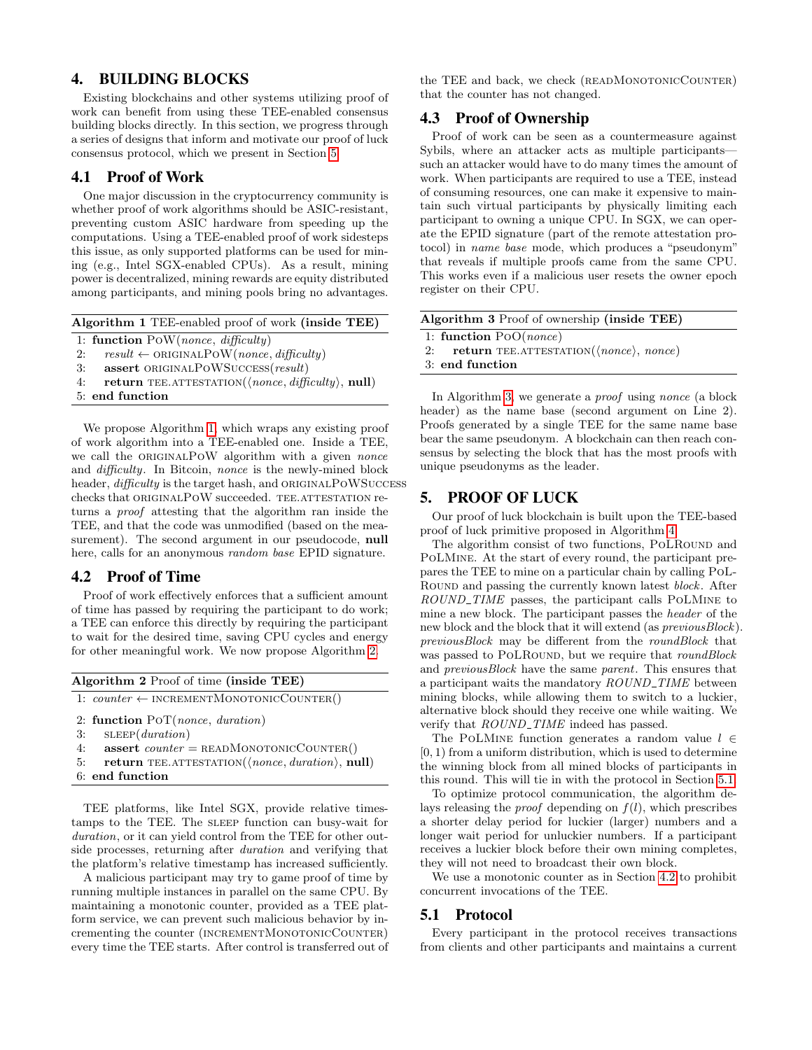## 4. BUILDING BLOCKS

Existing blockchains and other systems utilizing proof of work can benefit from using these TEE-enabled consensus building blocks directly. In this section, we progress through a series of designs that inform and motivate our proof of luck consensus protocol, which we present in Section 5.

### 4.1 Proof of Work

One major discussion in the cryptocurrency community is whether proof of work algorithms should be ASIC-resistant, preventing custom ASIC hardware from speeding up the computations. Using a TEE-enabled proof of work sidesteps this issue, as only supported platforms can be used for mining (e.g., Intel SGX-enabled CPUs). As a result, mining power is decentralized, mining rewards are equity distributed among participants, and mining pools bring no advantages.

**Algorithm 1** TEE-enabled proof of work **(inside TEE)**

```
1: function PoW(nonce, difficulty)
2:     result ← ORIGINALPoW(nonce, difficulty)
3:     assert ORIGINALPoWSUCCESS(result)
4:     return TEE.ATTESTATION(⟨nonce, difficulty⟩, null)
5: end function
```

We propose Algorithm 1, which wraps any existing proof of work algorithm into a TEE-enabled one. Inside a TEE, we call the ORIGINALPoW algorithm with a given *nonce* and *difficulty*. In Bitcoin, *nonce* is the newly-mined block header, *difficulty* is the target hash, and ORIGINALPoWSUCCESS checks that ORIGINALPoW succeeded. TEE.ATTESTATION returns a *proof* attesting that the algorithm ran inside the TEE, and that the code was unmodified (based on the measurement). The second argument in our pseudocode, **null** here, calls for an anonymous *random base* EPID signature.

### 4.2 Proof of Time

Proof of work effectively enforces that a sufficient amount of time has passed by requiring the participant to do work; a TEE can enforce this directly by requiring the participant to wait for the desired time, saving CPU cycles and energy for other meaningful work. We now propose Algorithm 2.

**Algorithm 2** Proof of time **(inside TEE)**

```
1: counter ← INCREMENTMONOTONICCOUNTER()
2: function PoT(nonce, duration)
3:     SLEEP(duration)
4:     assert counter = READMONOTONICCOUNTER()
5:     return TEE.ATTESTATION(⟨nonce, duration⟩, null)
6: end function
```

TEE platforms, like Intel SGX, provide relative timestamps to the TEE. The SLEEP function can busy-wait for *duration*, or it can yield control from the TEE for other outside processes, returning after *duration* and verifying that the platform's relative timestamp has increased sufficiently.

A malicious participant may try to game proof of time by running multiple instances in parallel on the same CPU. By maintaining a monotonic counter, provided as a TEE platform service, we can prevent such malicious behavior by incrementing the counter (INCREMENTMONOTONICCOUNTER) every time the TEE starts. After control is transferred out of the TEE and back, we check (READMONOTONICCOUNTER) that the counter has not changed.

### 4.3 Proof of Ownership

Proof of work can be seen as a countermeasure against Sybils, where an attacker acts as multiple participants—such an attacker would have to do many times the amount of work. When participants are required to use a TEE, instead of consuming resources, one can make it expensive to maintain such virtual participants by physically limiting each participant to owning a unique CPU. In SGX, we can operate the EPID signature (part of the remote attestation protocol) in *name base* mode, which produces a "pseudonym" that reveals if multiple proofs came from the same CPU. This works even if a malicious user resets the owner epoch register on their CPU.

**Algorithm 3** Proof of ownership **(inside TEE)**

```
1: function PoO(nonce)
2:     return TEE.ATTESTATION(⟨nonce⟩, nonce)
3: end function
```

In Algorithm 3, we generate a *proof* using *nonce* (a block header) as the name base (second argument on Line 2). Proofs generated by a single TEE for the same name base bear the same pseudonym. A blockchain can then reach consensus by selecting the block that has the most proofs with unique pseudonyms as the leader.

## 5. PROOF OF LUCK

Our proof of luck blockchain is built upon the TEE-based proof of luck primitive proposed in Algorithm 4.

The algorithm consist of two functions, PoLROUND and PoLMINE. At the start of every round, the participant prepares the TEE to mine on a particular chain by calling PoLROUND and passing the currently known latest *block*. After *ROUND_TIME* passes, the participant calls PoLMINE to mine a new block. The participant passes the *header* of the new block and the block that it will extend (as *previousBlock*). *previousBlock* may be different from the *roundBlock* that was passed to PoLROUND, but we require that *roundBlock* and *previousBlock* have the same *parent*. This ensures that a participant waits the mandatory *ROUND_TIME* between mining blocks, while allowing them to switch to a luckier, alternative block should they receive one while waiting. We verify that *ROUND_TIME* indeed has passed.

The PoLMINE function generates a random value $l \in [0, 1)$ from a uniform distribution, which is used to determine the winning block from all mined blocks of participants in this round. This will tie in with the protocol in Section 5.1.

To optimize protocol communication, the algorithm delays releasing the *proof* depending on $f(l)$, which prescribes a shorter delay period for luckier (larger) numbers and a longer wait period for unluckier numbers. If a participant receives a luckier block before their own mining completes, they will not need to broadcast their own block.

We use a monotonic counter as in Section 4.2 to prohibit concurrent invocations of the TEE.

### 5.1 Protocol

Every participant in the protocol receives transactions from clients and other participants and maintains a current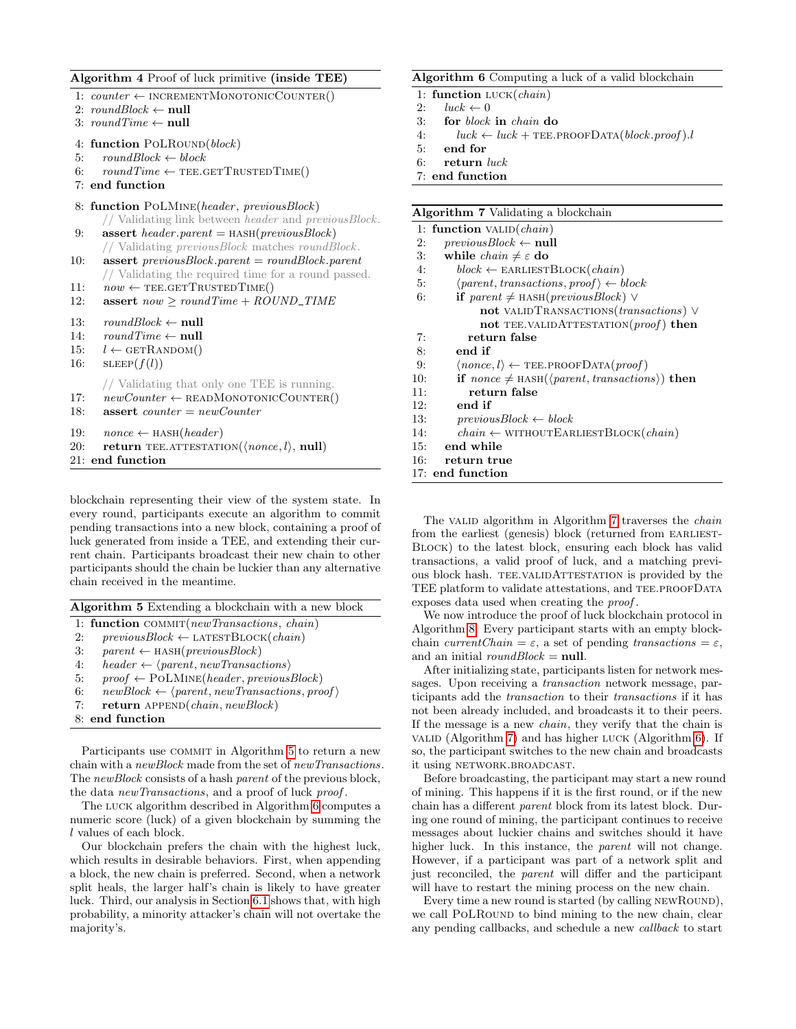**Algorithm 4** Proof of luck primitive **(inside TEE)**

```
 1: counter ← INCREMENTMONOTONICCOUNTER()
 2: roundBlock ← null
 3: roundTime ← null

 4: function POLROUND(block)
 5:     roundBlock ← block
 6:     roundTime ← TEE.GETTRUSTEDTIME()
 7: end function

 8: function POLMINE(header, previousBlock)
        // Validating link between header and previousBlock.
 9:     assert header.parent = HASH(previousBlock)
        // Validating previousBlock matches roundBlock.
10:     assert previousBlock.parent = roundBlock.parent
        // Validating the required time for a round passed.
11:     now ← TEE.GETTRUSTEDTIME()
12:     assert now ≥ roundTime + ROUND_TIME

13:     roundBlock ← null
14:     roundTime ← null
15:     l ← GETRANDOM()
16:     SLEEP(f(l))

        // Validating that only one TEE is running.
17:     newCounter ← READMONOTONICCOUNTER()
18:     assert counter = newCounter

19:     nonce ← HASH(header)
20:     return TEE.ATTESTATION(⟨nonce, l⟩, null)
21: end function
```

blockchain representing their view of the system state. In every round, participants execute an algorithm to commit pending transactions into a new block, containing a proof of luck generated from inside a TEE, and extending their current chain. Participants broadcast their new chain to other participants should the chain be luckier than any alternative chain received in the meantime.

**Algorithm 5** Extending a blockchain with a new block

```
1: function COMMIT(newTransactions, chain)
2:     previousBlock ← LATESTBLOCK(chain)
3:     parent ← HASH(previousBlock)
4:     header ← ⟨parent, newTransactions⟩
5:     proof ← POLMINE(header, previousBlock)
6:     newBlock ← ⟨parent, newTransactions, proof⟩
7:     return APPEND(chain, newBlock)
8: end function
```

Participants use COMMIT in Algorithm 5 to return a new chain with a *newBlock* made from the set of *newTransactions*. The *newBlock* consists of a hash *parent* of the previous block, the data *newTransactions*, and a proof of luck *proof*.

The LUCK algorithm described in Algorithm 6 computes a numeric score (luck) of a given blockchain by summing the $l$ values of each block.

Our blockchain prefers the chain with the highest luck, which results in desirable behaviors. First, when appending a block, the new chain is preferred. Second, when a network split heals, the larger half's chain is likely to have greater luck. Third, our analysis in Section 6.1 shows that, with high probability, a minority attacker's chain will not overtake the majority's.

**Algorithm 6** Computing a luck of a valid blockchain

```
1: function LUCK(chain)
2:     luck ← 0
3:     for block in chain do
4:         luck ← luck + TEE.PROOFDATA(block.proof).l
5:     end for
6:     return luck
7: end function
```

**Algorithm 7** Validating a blockchain

```
 1: function VALID(chain)
 2:     previousBlock ← null
 3:     while chain ≠ ε do
 4:         block ← EARLIESTBLOCK(chain)
 5:         ⟨parent, transactions, proof⟩ ← block
 6:         if parent ≠ HASH(previousBlock) ∨
                not VALIDTRANSACTIONS(transactions) ∨
                not TEE.VALIDATTESTATION(proof) then
 7:             return false
 8:         end if
 9:         ⟨nonce, l⟩ ← TEE.PROOFDATA(proof)
10:         if nonce ≠ HASH(⟨parent, transactions⟩) then
11:             return false
12:         end if
13:         previousBlock ← block
14:         chain ← WITHOUTEARLIESTBLOCK(chain)
15:     end while
16:     return true
17: end function
```

The VALID algorithm in Algorithm 7 traverses the *chain* from the earliest (genesis) block (returned from EARLIESTBLOCK) to the latest block, ensuring each block has valid transactions, a valid proof of luck, and a matching previous block hash. TEE.VALIDATTESTATION is provided by the TEE platform to validate attestations, and TEE.PROOFDATA exposes data used when creating the *proof*.

We now introduce the proof of luck blockchain protocol in Algorithm 8. Every participant starts with an empty blockchain *currentChain* $= \varepsilon$, a set of pending *transactions* $= \varepsilon$, and an initial *roundBlock* = **null**.

After initializing state, participants listen for network messages. Upon receiving a *transaction* network message, participants add the *transaction* to their *transactions* if it has not been already included, and broadcasts it to their peers. If the message is a new *chain*, they verify that the chain is VALID (Algorithm 7) and has higher LUCK (Algorithm 6). If so, the participant switches to the new chain and broadcasts it using NETWORK.BROADCAST.

Before broadcasting, the participant may start a new round of mining. This happens if it is the first round, or if the new chain has a different *parent* block from its latest block. During one round of mining, the participant continues to receive messages about luckier chains and switches should it have higher luck. In this instance, the *parent* will not change. However, if a participant was part of a network split and just reconciled, the *parent* will differ and the participant will have to restart the mining process on the new chain.

Every time a new round is started (by calling NEWROUND), we call POLROUND to bind mining to the new chain, clear any pending callbacks, and schedule a new *callback* to start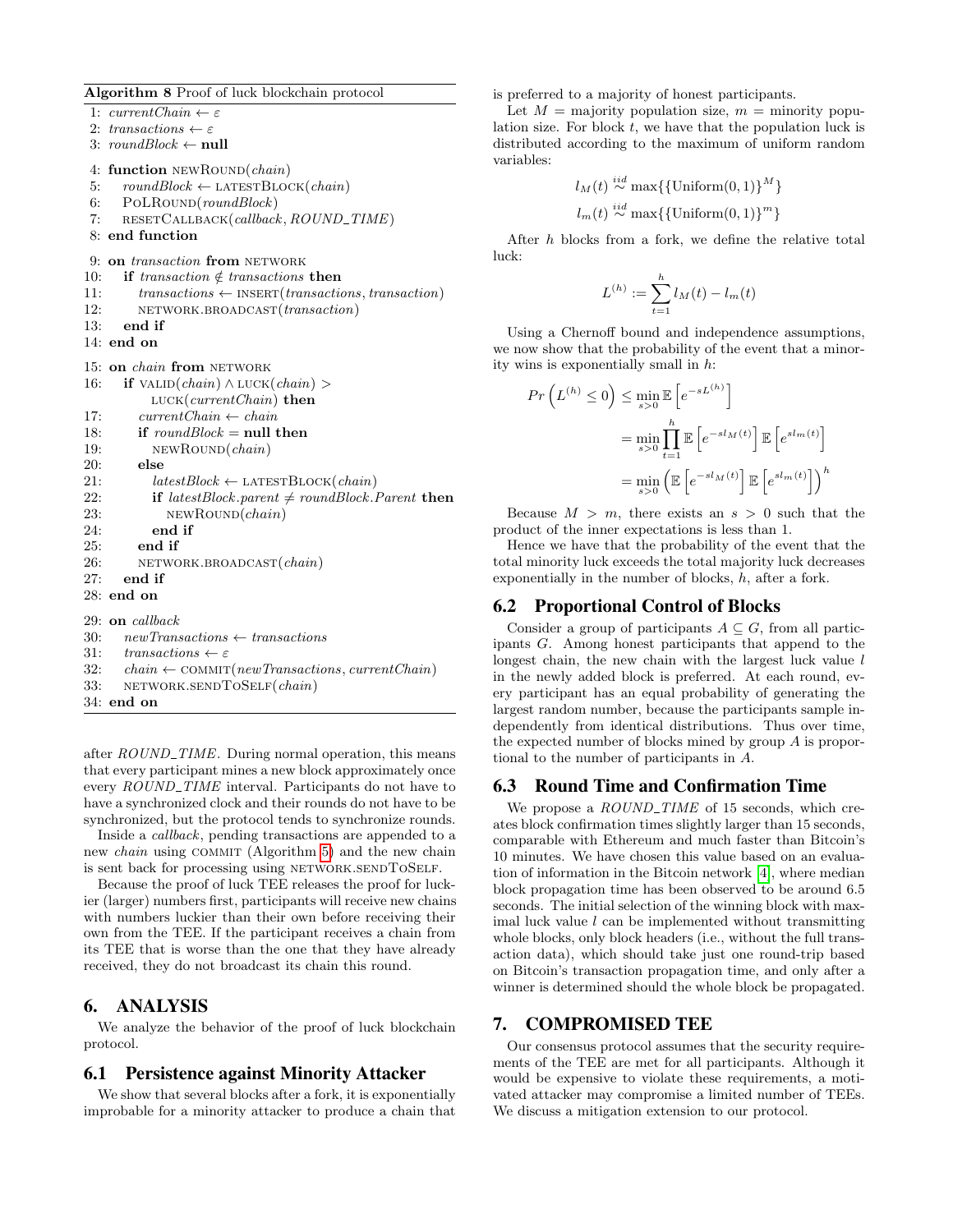**Algorithm 8** Proof of luck blockchain protocol

```
1: currentChain ← ε
2: transactions ← ε
3: roundBlock ← null
4: function NEWROUND(chain)
5:     roundBlock ← LATESTBLOCK(chain)
6:     POLROUND(roundBlock)
7:     RESETCALLBACK(callback, ROUND_TIME)
8: end function
9: on transaction from NETWORK
10:    if transaction ∉ transactions then
11:        transactions ← INSERT(transactions, transaction)
12:        NETWORK.BROADCAST(transaction)
13:    end if
14: end on
15: on chain from NETWORK
16:    if VALID(chain) ∧ LUCK(chain) >
           LUCK(currentChain) then
17:        currentChain ← chain
18:        if roundBlock = null then
19:            NEWROUND(chain)
20:        else
21:            latestBlock ← LATESTBLOCK(chain)
22:            if latestBlock.parent ≠ roundBlock.Parent then
23:                NEWROUND(chain)
24:            end if
25:        end if
26:        NETWORK.BROADCAST(chain)
27:    end if
28: end on
29: on callback
30:    newTransactions ← transactions
31:    transactions ← ε
32:    chain ← COMMIT(newTransactions, currentChain)
33:    NETWORK.SENDTOSELF(chain)
34: end on
```

after *ROUND_TIME*. During normal operation, this means that every participant mines a new block approximately once every *ROUND_TIME* interval. Participants do not have to have a synchronized clock and their rounds do not have to be synchronized, but the protocol tends to synchronize rounds.

Inside a *callback*, pending transactions are appended to a new *chain* using COMMIT (Algorithm 5) and the new chain is sent back for processing using NETWORK.SENDTOSELF.

Because the proof of luck TEE releases the proof for luckier (larger) numbers first, participants will receive new chains with numbers luckier than their own before receiving their own from the TEE. If the participant receives a chain from its TEE that is worse than the one that they have already received, they do not broadcast its chain this round.

## 6. ANALYSIS

We analyze the behavior of the proof of luck blockchain protocol.

### 6.1 Persistence against Minority Attacker

We show that several blocks after a fork, it is exponentially improbable for a minority attacker to produce a chain that is preferred to a majority of honest participants.

Let $M$ = majority population size, $m$ = minority population size. For block $t$, we have that the population luck is distributed according to the maximum of uniform random variables:

$$l_M(t) \overset{iid}{\sim} \max\{\{\text{Uniform}(0,1)\}^M\}$$

$$l_m(t) \overset{iid}{\sim} \max\{\{\text{Uniform}(0,1)\}^m\}$$

After $h$ blocks from a fork, we define the relative total luck:

$$L^{(h)} := \sum_{t=1}^{h} l_M(t) - l_m(t)$$

Using a Chernoff bound and independence assumptions, we now show that the probability of the event that a minority wins is exponentially small in $h$:

$$\begin{aligned}
Pr\left(L^{(h)} \leq 0\right) &\leq \min_{s>0} \mathbb{E}\left[e^{-sL^{(h)}}\right] \\
&= \min_{s>0} \prod_{t=1}^{h} \mathbb{E}\left[e^{-sl_M(t)}\right] \mathbb{E}\left[e^{sl_m(t)}\right] \\
&= \min_{s>0} \left(\mathbb{E}\left[e^{-sl_M(t)}\right] \mathbb{E}\left[e^{sl_m(t)}\right]\right)^h
\end{aligned}$$

Because $M > m$, there exists an $s > 0$ such that the product of the inner expectations is less than 1.

Hence we have that the probability of the event that the total minority luck exceeds the total majority luck decreases exponentially in the number of blocks, $h$, after a fork.

### 6.2 Proportional Control of Blocks

Consider a group of participants $A \subseteq G$, from all participants $G$. Among honest participants that append to the longest chain, the new chain with the largest luck value $l$ in the newly added block is preferred. At each round, every participant has an equal probability of generating the largest random number, because the participants sample independently from identical distributions. Thus over time, the expected number of blocks mined by group $A$ is proportional to the number of participants in $A$.

### 6.3 Round Time and Confirmation Time

We propose a *ROUND_TIME* of 15 seconds, which creates block confirmation times slightly larger than 15 seconds, comparable with Ethereum and much faster than Bitcoin's 10 minutes. We have chosen this value based on an evaluation of information in the Bitcoin network [4], where median block propagation time has been observed to be around 6.5 seconds. The initial selection of the winning block with maximal luck value $l$ can be implemented without transmitting whole blocks, only block headers (i.e., without the full transaction data), which should take just one round-trip based on Bitcoin's transaction propagation time, and only after a winner is determined should the whole block be propagated.

## 7. COMPROMISED TEE

Our consensus protocol assumes that the security requirements of the TEE are met for all participants. Although it would be expensive to violate these requirements, a motivated attacker may compromise a limited number of TEEs. We discuss a mitigation extension to our protocol.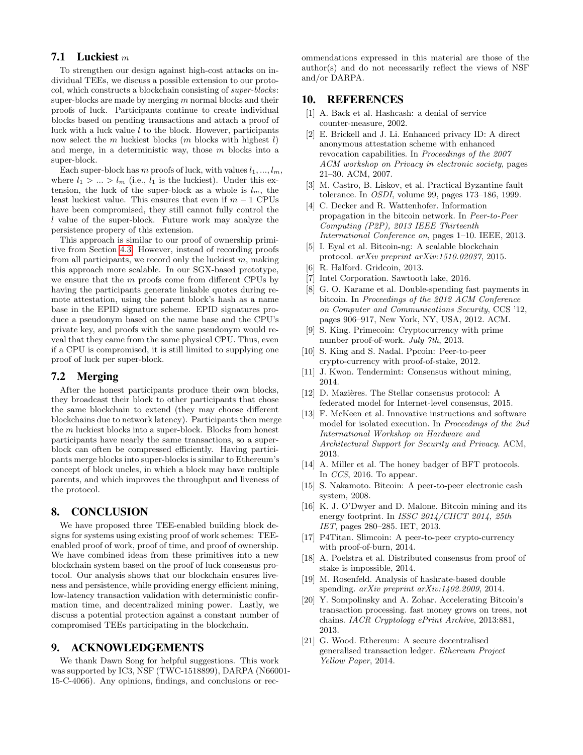### 7.1 Luckiest $m$

To strengthen our design against high-cost attacks on individual TEEs, we discuss a possible extension to our protocol, which constructs a blockchain consisting of *super-blocks*: super-blocks are made by merging $m$ normal blocks and their proofs of luck. Participants continue to create individual blocks based on pending transactions and attach a proof of luck with a luck value $l$ to the block. However, participants now select the $m$ luckiest blocks ($m$ blocks with highest $l$) and merge, in a deterministic way, those $m$ blocks into a super-block.

Each super-block has $m$ proofs of luck, with values $l_1, ..., l_m$, where $l_1 > ... > l_m$ (i.e., $l_1$ is the luckiest). Under this extension, the luck of the super-block as a whole is $l_m$, the least luckiest value. This ensures that even if $m - 1$ CPUs have been compromised, they still cannot fully control the $l$ value of the super-block. Future work may analyze the persistence propery of this extension.

This approach is similar to our proof of ownership primitive from Section 4.3. However, instead of recording proofs from all participants, we record only the luckiest $m$, making this approach more scalable. In our SGX-based prototype, we ensure that the $m$ proofs come from different CPUs by having the participants generate linkable quotes during remote attestation, using the parent block's hash as a name base in the EPID signature scheme. EPID signatures produce a pseudonym based on the name base and the CPU's private key, and proofs with the same pseudonym would reveal that they came from the same physical CPU. Thus, even if a CPU is compromised, it is still limited to supplying one proof of luck per super-block.

### 7.2 Merging

After the honest participants produce their own blocks, they broadcast their block to other participants that chose the same blockchain to extend (they may choose different blockchains due to network latency). Participants then merge the $m$ luckiest blocks into a super-block. Blocks from honest participants have nearly the same transactions, so a super-block can often be compressed efficiently. Having participants merge blocks into super-blocks is similar to Ethereum's concept of block uncles, in which a block may have multiple parents, and which improves the throughput and liveness of the protocol.

## 8. CONCLUSION

We have proposed three TEE-enabled building block designs for systems using existing proof of work schemes: TEE-enabled proof of work, proof of time, and proof of ownership. We have combined ideas from these primitives into a new blockchain system based on the proof of luck consensus protocol. Our analysis shows that our blockchain ensures liveness and persistence, while providing energy efficient mining, low-latency transaction validation with deterministic confirmation time, and decentralized mining power. Lastly, we discuss a potential protection against a constant number of compromised TEEs participating in the blockchain.

## 9. ACKNOWLEDGEMENTS

We thank Dawn Song for helpful suggestions. This work was supported by IC3, NSF (TWC-1518899), DARPA (N66001-15-C-4066). Any opinions, findings, and conclusions or recommendations expressed in this material are those of the author(s) and do not necessarily reflect the views of NSF and/or DARPA.

## 10. REFERENCES

[1] A. Back et al. Hashcash: a denial of service counter-measure, 2002.

[2] E. Brickell and J. Li. Enhanced privacy ID: A direct anonymous attestation scheme with enhanced revocation capabilities. In *Proceedings of the 2007 ACM workshop on Privacy in electronic society*, pages 21–30. ACM, 2007.

[3] M. Castro, B. Liskov, et al. Practical Byzantine fault tolerance. In *OSDI*, volume 99, pages 173–186, 1999.

[4] C. Decker and R. Wattenhofer. Information propagation in the bitcoin network. In *Peer-to-Peer Computing (P2P), 2013 IEEE Thirteenth International Conference on*, pages 1–10. IEEE, 2013.

[5] I. Eyal et al. Bitcoin-ng: A scalable blockchain protocol. *arXiv preprint arXiv:1510.02037*, 2015.

[6] R. Halford. Gridcoin, 2013.

[7] Intel Corporation. Sawtooth lake, 2016.

[8] G. O. Karame et al. Double-spending fast payments in bitcoin. In *Proceedings of the 2012 ACM Conference on Computer and Communications Security*, CCS '12, pages 906–917, New York, NY, USA, 2012. ACM.

[9] S. King. Primecoin: Cryptocurrency with prime number proof-of-work. *July 7th*, 2013.

[10] S. King and S. Nadal. Ppcoin: Peer-to-peer crypto-currency with proof-of-stake, 2012.

[11] J. Kwon. Tendermint: Consensus without mining, 2014.

[12] D. Mazières. The Stellar consensus protocol: A federated model for Internet-level consensus, 2015.

[13] F. McKeen et al. Innovative instructions and software model for isolated execution. In *Proceedings of the 2nd International Workshop on Hardware and Architectural Support for Security and Privacy*. ACM, 2013.

[14] A. Miller et al. The honey badger of BFT protocols. In *CCS*, 2016. To appear.

[15] S. Nakamoto. Bitcoin: A peer-to-peer electronic cash system, 2008.

[16] K. J. O'Dwyer and D. Malone. Bitcoin mining and its energy footprint. In *ISSC 2014/CIICT 2014, 25th IET*, pages 280–285. IET, 2013.

[17] P4Titan. Slimcoin: A peer-to-peer crypto-currency with proof-of-burn, 2014.

[18] A. Poelstra et al. Distributed consensus from proof of stake is impossible, 2014.

[19] M. Rosenfeld. Analysis of hashrate-based double spending. *arXiv preprint arXiv:1402.2009*, 2014.

[20] Y. Sompolinsky and A. Zohar. Accelerating Bitcoin's transaction processing. fast money grows on trees, not chains. *IACR Cryptology ePrint Archive*, 2013:881, 2013.

[21] G. Wood. Ethereum: A secure decentralised generalised transaction ledger. *Ethereum Project Yellow Paper*, 2014.